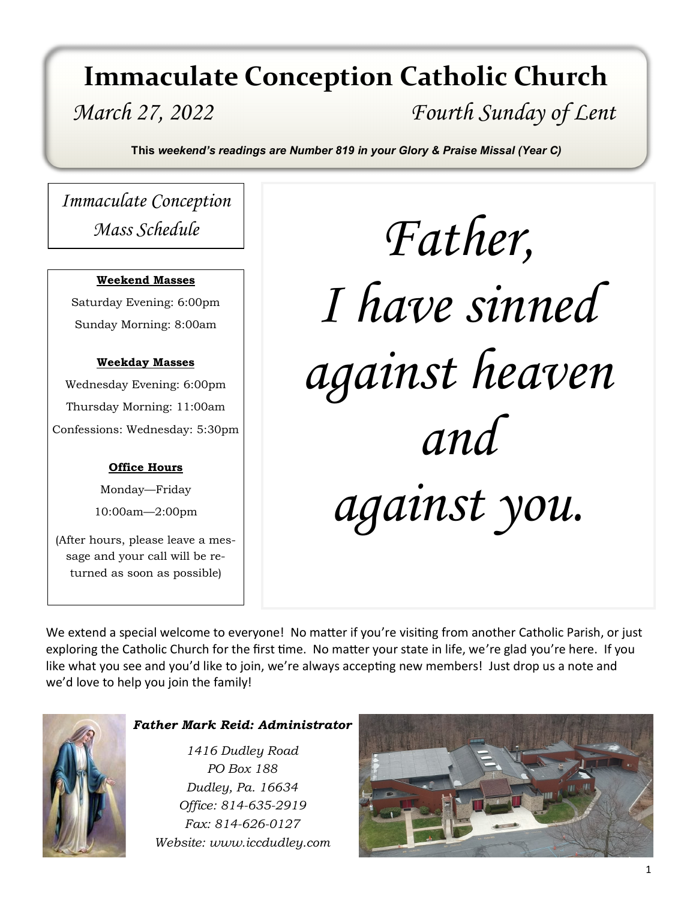# Immacuate Conception Catholic Church

*March 27, 2022* *Fourth Sunday of Lent*

**This** ***weekend's readings are Number 819 in your Glory & Praise Missal (Year C)***

## *Immaculate Conception Mass Schedule*

**Weekend Masses**

Saturday Evening: 6:00pm

Sunday Morning: 8:00am

**Weekday Masses**

Wednesday Evening: 6:00pm

Thursday Morning: 11:00am

Confessions: Wednesday: 5:30pm

**Office Hours**

Monday—Friday

10:00am—2:00pm

(After hours, please leave a message and your call will be returned as soon as possible)

*Father,*
*I have sinned*
*against heaven*
*and*
*against you.*

We extend a special welcome to everyone! No matter if you're visiting from another Catholic Parish, or just exploring the Catholic Church for the first time. No matter your state in life, we're glad you're here. If you like what you see and you'd like to join, we're always accepting new members! Just drop us a note and we'd love to help you join the family!

***Father Mark Reid: Administrator***

*1416 Dudley Road*
*PO Box 188*
*Dudley, Pa. 16634*
*Office: 814-635-2919*
*Fax: 814-626-0127*
*Website: www.iccdudley.com*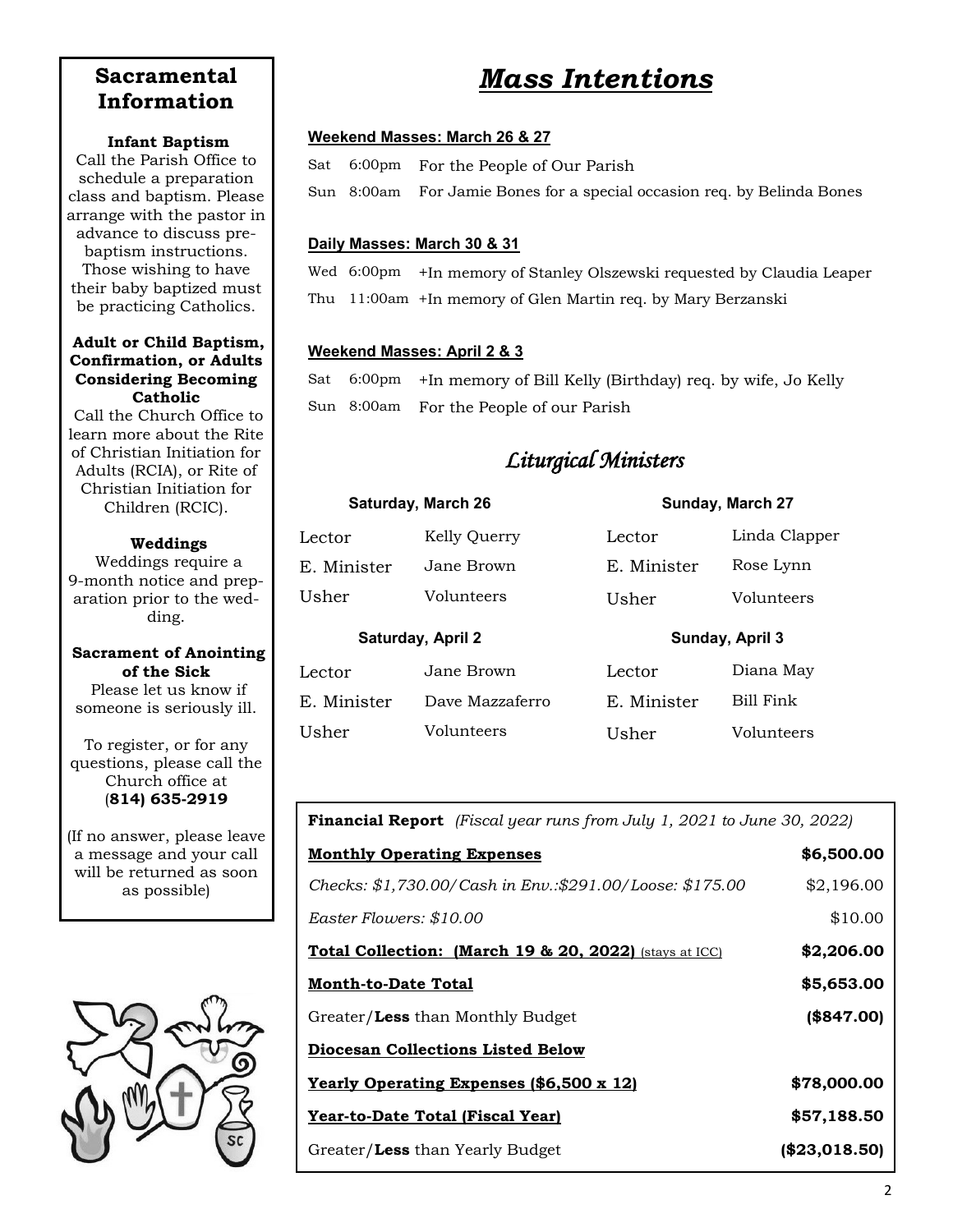## Sacramental Information

**Infant Baptism**

Call the Parish Office to schedule a preparation class and baptism. Please arrange with the pastor in advance to discuss pre-baptism instructions. Those wishing to have their baby baptized must be practicing Catholics.

**Adult or Child Baptism, Confirmation, or Adults Considering Becoming Catholic**

Call the Church Office to learn more about the Rite of Christian Initiation for Adults (RCIA), or Rite of Christian Initiation for Children (RCIC).

**Weddings**

Weddings require a 9-month notice and preparation prior to the wedding.

**Sacrament of Anointing of the Sick**

Please let us know if someone is seriously ill.

To register, or for any questions, please call the Church office at (**814) 635-2919**

(If no answer, please leave a message and your call will be returned as soon as possible)

# *Mass Intentions*

**Weekend Masses: March 26 & 27**

Sat 6:00pm For the People of Our Parish

Sun 8:00am For Jamie Bones for a special occasion req. by Belinda Bones

**Daily Masses: March 30 & 31**

Wed 6:00pm +In memory of Stanley Olszewski requested by Claudia Leaper

Thu 11:00am +In memory of Glen Martin req. by Mary Berzanski

**Weekend Masses: April 2 & 3**

Sat 6:00pm +In memory of Bill Kelly (Birthday) req. by wife, Jo Kelly

Sun 8:00am For the People of our Parish

## *Liturgical Ministers*

| Saturday, March 26 | | Sunday, March 27 | |
|---|---|---|---|
| Lector | Kelly Querry | Lector | Linda Clapper |
| E. Minister | Jane Brown | E. Minister | Rose Lynn |
| Usher | Volunteers | Usher | Volunteers |

| Saturday, April 2 | | Sunday, April 3 | |
|---|---|---|---|
| Lector | Jane Brown | Lector | Diana May |
| E. Minister | Dave Mazzaferro | E. Minister | Bill Fink |
| Usher | Volunteers | Usher | Volunteers |

**Financial Report** *(Fiscal year runs from July 1, 2021 to June 30, 2022)*

| | |
|---|---|
| **Monthly Operating Expenses** | **$6,500.00** |
| *Checks: $1,730.00/Cash in Env.:$291.00/Loose: $175.00* | $2,196.00 |
| *Easter Flowers: $10.00* | $10.00 |
| **Total Collection: (March 19 & 20, 2022)** (stays at ICC) | **$2,206.00** |
| **Month-to-Date Total** | **$5,653.00** |
| Greater/**Less** than Monthly Budget | **($847.00)** |
| **Diocesan Collections Listed Below** | |
| **Yearly Operating Expenses ($6,500 x 12)** | **$78,000.00** |
| **Year-to-Date Total (Fiscal Year)** | **$57,188.50** |
| Greater/**Less** than Yearly Budget | **($23,018.50)** |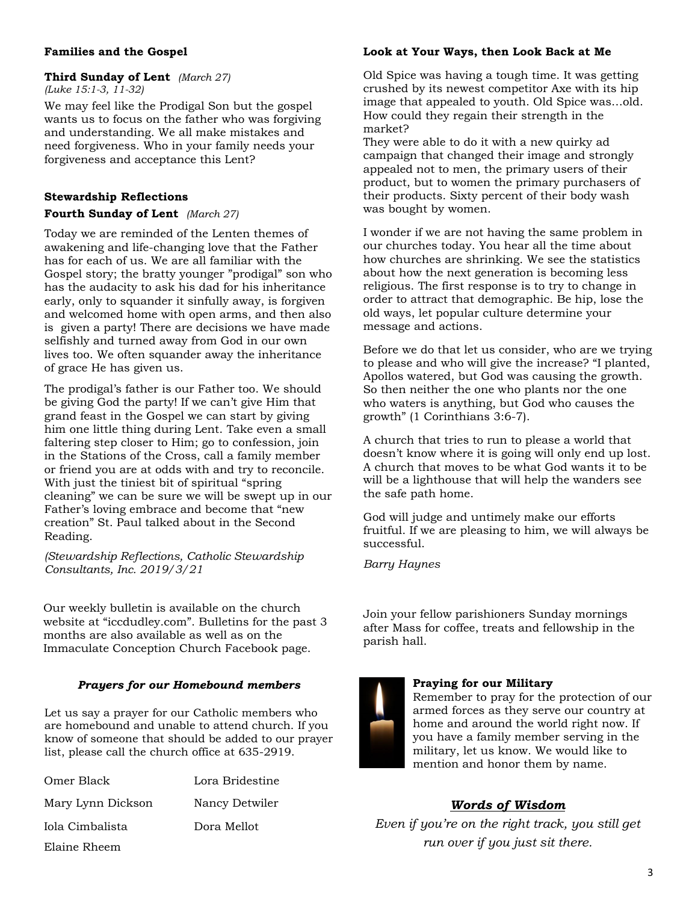**Families and the Gospel**

**Third Sunday of Lent** *(March 27)*
*(Luke 15:1-3, 11-32)*

We may feel like the Prodigal Son but the gospel wants us to focus on the father who was forgiving and understanding. We all make mistakes and need forgiveness. Who in your family needs your forgiveness and acceptance this Lent?

**Stewardship Reflections**

**Fourth Sunday of Lent** *(March 27)*

Today we are reminded of the Lenten themes of awakening and life-changing love that the Father has for each of us. We are all familiar with the Gospel story; the bratty younger "prodigal" son who has the audacity to ask his dad for his inheritance early, only to squander it sinfully away, is forgiven and welcomed home with open arms, and then also is given a party! There are decisions we have made selfishly and turned away from God in our own lives too. We often squander away the inheritance of grace He has given us.

The prodigal's father is our Father too. We should be giving God the party! If we can't give Him that grand feast in the Gospel we can start by giving him one little thing during Lent. Take even a small faltering step closer to Him; go to confession, join in the Stations of the Cross, call a family member or friend you are at odds with and try to reconcile. With just the tiniest bit of spiritual "spring cleaning" we can be sure we will be swept up in our Father's loving embrace and become that "new creation" St. Paul talked about in the Second Reading.

*(Stewardship Reflections, Catholic Stewardship Consultants, Inc. 2019/3/21*

Our weekly bulletin is available on the church website at "iccdudley.com". Bulletins for the past 3 months are also available as well as on the Immaculate Conception Church Facebook page.

***Prayers for our Homebound members***

Let us say a prayer for our Catholic members who are homebound and unable to attend church. If you know of someone that should be added to our prayer list, please call the church office at 635-2919.

Omer Black
Lora Bridestine
Mary Lynn Dickson
Nancy Detwiler
Iola Cimbalista
Dora Mellot
Elaine Rheem

**Look at Your Ways, then Look Back at Me**

Old Spice was having a tough time. It was getting crushed by its newest competitor Axe with its hip image that appealed to youth. Old Spice was…old. How could they regain their strength in the market?
They were able to do it with a new quirky ad campaign that changed their image and strongly appealed not to men, the primary users of their product, but to women the primary purchasers of their products. Sixty percent of their body wash was bought by women.

I wonder if we are not having the same problem in our churches today. You hear all the time about how churches are shrinking. We see the statistics about how the next generation is becoming less religious. The first response is to try to change in order to attract that demographic. Be hip, lose the old ways, let popular culture determine your message and actions.

Before we do that let us consider, who are we trying to please and who will give the increase? "I planted, Apollos watered, but God was causing the growth. So then neither the one who plants nor the one who waters is anything, but God who causes the growth" (1 Corinthians 3:6-7).

A church that tries to run to please a world that doesn't know where it is going will only end up lost. A church that moves to be what God wants it to be will be a lighthouse that will help the wanders see the safe path home.

God will judge and untimely make our efforts fruitful. If we are pleasing to him, we will always be successful.

*Barry Haynes*

Join your fellow parishioners Sunday mornings after Mass for coffee, treats and fellowship in the parish hall.

**Praying for our Military**
Remember to pray for the protection of our armed forces as they serve our country at home and around the world right now. If you have a family member serving in the military, let us know. We would like to mention and honor them by name.

***Words of Wisdom***

*Even if you're on the right track, you still get run over if you just sit there.*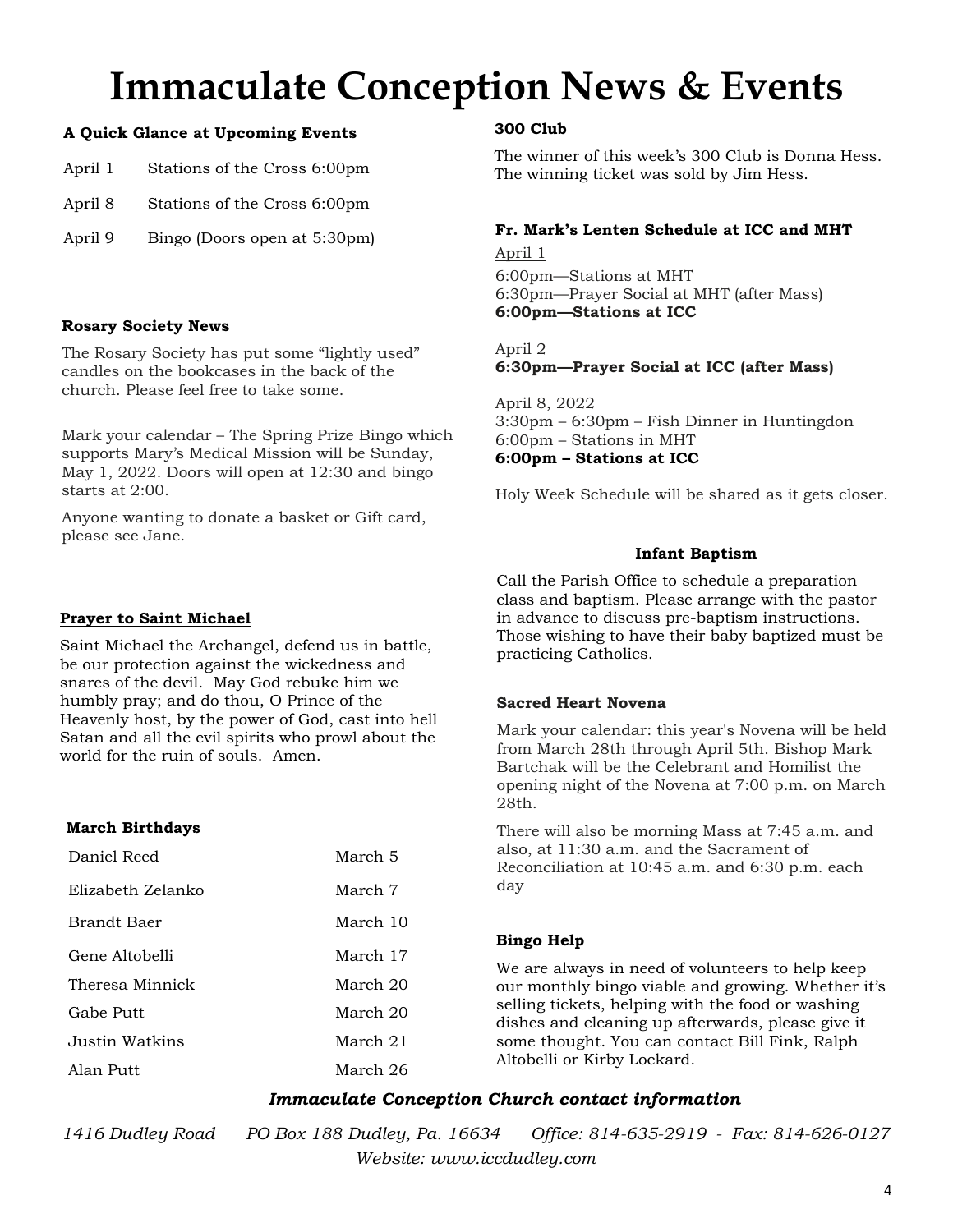# Immaculate Conception News & Events

**A Quick Glance at Upcoming Events**

| | |
|---|---|
| April 1 | Stations of the Cross 6:00pm |
| April 8 | Stations of the Cross 6:00pm |
| April 9 | Bingo (Doors open at 5:30pm) |

**Rosary Society News**

The Rosary Society has put some "lightly used" candles on the bookcases in the back of the church. Please feel free to take some.

Mark your calendar – The Spring Prize Bingo which supports Mary's Medical Mission will be Sunday, May 1, 2022. Doors will open at 12:30 and bingo starts at 2:00.

Anyone wanting to donate a basket or Gift card, please see Jane.

**Prayer to Saint Michael**

Saint Michael the Archangel, defend us in battle, be our protection against the wickedness and snares of the devil. May God rebuke him we humbly pray; and do thou, O Prince of the Heavenly host, by the power of God, cast into hell Satan and all the evil spirits who prowl about the world for the ruin of souls. Amen.

**March Birthdays**

| | |
|---|---|
| Daniel Reed | March 5 |
| Elizabeth Zelanko | March 7 |
| Brandt Baer | March 10 |
| Gene Altobelli | March 17 |
| Theresa Minnick | March 20 |
| Gabe Putt | March 20 |
| Justin Watkins | March 21 |
| Alan Putt | March 26 |

**300 Club**

The winner of this week's 300 Club is Donna Hess. The winning ticket was sold by Jim Hess.

**Fr. Mark's Lenten Schedule at ICC and MHT**

April 1

6:00pm—Stations at MHT
6:30pm—Prayer Social at MHT (after Mass)
**6:00pm—Stations at ICC**

April 2

**6:30pm—Prayer Social at ICC (after Mass)**

April 8, 2022

3:30pm – 6:30pm – Fish Dinner in Huntingdon
6:00pm – Stations in MHT
**6:00pm – Stations at ICC**

Holy Week Schedule will be shared as it gets closer.

**Infant Baptism**

Call the Parish Office to schedule a preparation class and baptism. Please arrange with the pastor in advance to discuss pre-baptism instructions. Those wishing to have their baby baptized must be practicing Catholics.

**Sacred Heart Novena**

Mark your calendar: this year's Novena will be held from March 28th through April 5th. Bishop Mark Bartchak will be the Celebrant and Homilist the opening night of the Novena at 7:00 p.m. on March 28th.

There will also be morning Mass at 7:45 a.m. and also, at 11:30 a.m. and the Sacrament of Reconciliation at 10:45 a.m. and 6:30 p.m. each day

**Bingo Help**

We are always in need of volunteers to help keep our monthly bingo viable and growing. Whether it's selling tickets, helping with the food or washing dishes and cleaning up afterwards, please give it some thought. You can contact Bill Fink, Ralph Altobelli or Kirby Lockard.

***Immaculate Conception Church contact information***

*1416 Dudley Road PO Box 188 Dudley, Pa. 16634 Office: 814-635-2919 - Fax: 814-626-0127*
*Website: www.iccdudley.com*